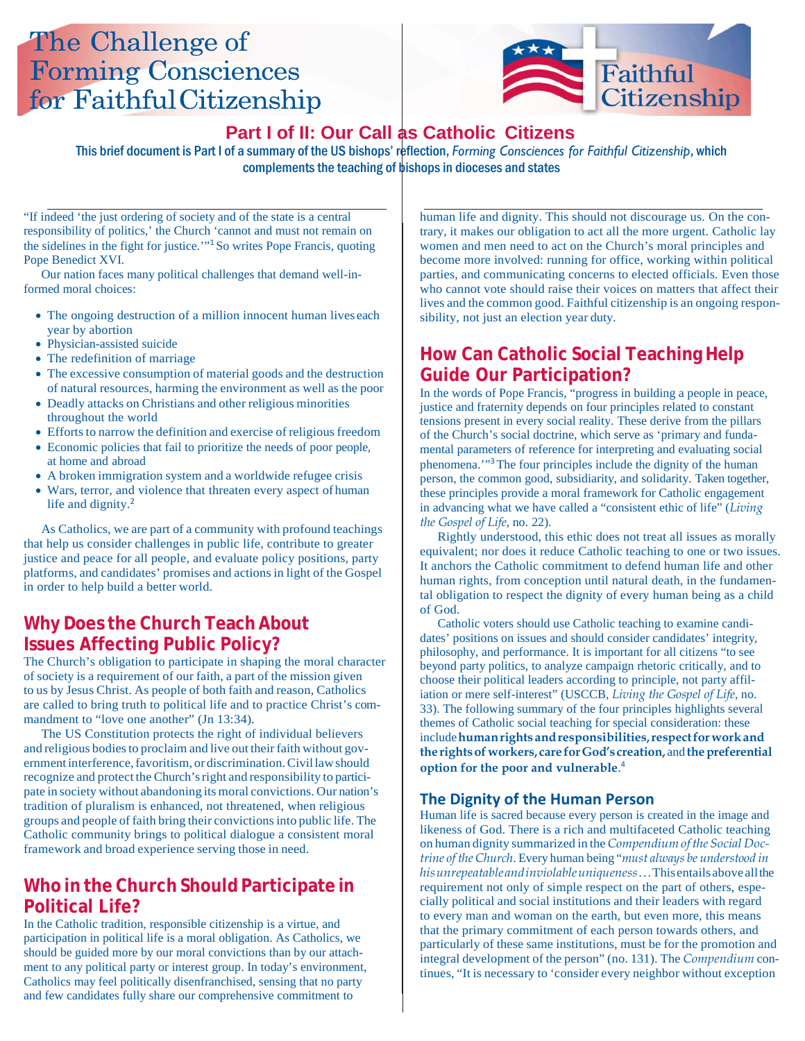# The Challenge of Forming Consciences for Faithful Citizenship

Faithful Citizenship

## Part I of II: Our Call as Catholic Citizens

This brief document is Part I of a summary of the US bishops' reflection, *Forming Consciences for Faithful Citizenship*, which complements the teaching of bishops in dioceses and states

"If indeed 'the just ordering of society and of the state is a central responsibility of politics,' the Church 'cannot and must not remain on the sidelines in the fight for justice.'"[1] So writes Pope Francis, quoting Pope Benedict XVI.

Our nation faces many political challenges that demand well-informed moral choices:

- The ongoing destruction of a million innocent human lives each year by abortion
- Physician-assisted suicide
- The redefinition of marriage
- The excessive consumption of material goods and the destruction of natural resources, harming the environment as well as the poor
- Deadly attacks on Christians and other religious minorities throughout the world
- Efforts to narrow the definition and exercise of religious freedom
- Economic policies that fail to prioritize the needs of poor people, at home and abroad
- A broken immigration system and a worldwide refugee crisis
- Wars, terror, and violence that threaten every aspect of human life and dignity.[2]

As Catholics, we are part of a community with profound teachings that help us consider challenges in public life, contribute to greater justice and peace for all people, and evaluate policy positions, party platforms, and candidates' promises and actions in light of the Gospel in order to help build a better world.

## Why Does the Church Teach About Issues Affecting Public Policy?

The Church's obligation to participate in shaping the moral character of society is a requirement of our faith, a part of the mission given to us by Jesus Christ. As people of both faith and reason, Catholics are called to bring truth to political life and to practice Christ's commandment to "love one another" (Jn 13:34).

The US Constitution protects the right of individual believers and religious bodies to proclaim and live out their faith without government interference, favoritism, or discrimination. Civil law should recognize and protect the Church's right and responsibility to participate in society without abandoning its moral convictions. Our nation's tradition of pluralism is enhanced, not threatened, when religious groups and people of faith bring their convictions into public life. The Catholic community brings to political dialogue a consistent moral framework and broad experience serving those in need.

## Who in the Church Should Participate in Political Life?

In the Catholic tradition, responsible citizenship is a virtue, and participation in political life is a moral obligation. As Catholics, we should be guided more by our moral convictions than by our attachment to any political party or interest group. In today's environment, Catholics may feel politically disenfranchised, sensing that no party and few candidates fully share our comprehensive commitment to human life and dignity. This should not discourage us. On the contrary, it makes our obligation to act all the more urgent. Catholic lay women and men need to act on the Church's moral principles and become more involved: running for office, working within political parties, and communicating concerns to elected officials. Even those who cannot vote should raise their voices on matters that affect their lives and the common good. Faithful citizenship is an ongoing responsibility, not just an election year duty.

## How Can Catholic Social Teaching Help Guide Our Participation?

In the words of Pope Francis, "progress in building a people in peace, justice and fraternity depends on four principles related to constant tensions present in every social reality. These derive from the pillars of the Church's social doctrine, which serve as 'primary and fundamental parameters of reference for interpreting and evaluating social phenomena.'"[3] The four principles include the dignity of the human person, the common good, subsidiarity, and solidarity. Taken together, these principles provide a moral framework for Catholic engagement in advancing what we have called a "consistent ethic of life" (*Living the Gospel of Life*, no. 22).

Rightly understood, this ethic does not treat all issues as morally equivalent; nor does it reduce Catholic teaching to one or two issues. It anchors the Catholic commitment to defend human life and other human rights, from conception until natural death, in the fundamental obligation to respect the dignity of every human being as a child of God.

Catholic voters should use Catholic teaching to examine candidates' positions on issues and should consider candidates' integrity, philosophy, and performance. It is important for all citizens "to see beyond party politics, to analyze campaign rhetoric critically, and to choose their political leaders according to principle, not party affiliation or mere self-interest" (USCCB, *Living the Gospel of Life*, no. 33). The following summary of the four principles highlights several themes of Catholic social teaching for special consideration: these include **human rights and responsibilities, respect for work and the rights of workers, care for God's creation,** and **the preferential option for the poor and vulnerable**.[4]

### The Dignity of the Human Person

Human life is sacred because every person is created in the image and likeness of God. There is a rich and multifaceted Catholic teaching on human dignity summarized in the *Compendium of the Social Doctrine of the Church*. Every human being "*must always be understood in his unrepeatable and inviolable uniqueness*… This entails above all the requirement not only of simple respect on the part of others, especially political and social institutions and their leaders with regard to every man and woman on the earth, but even more, this means that the primary commitment of each person towards others, and particularly of these same institutions, must be for the promotion and integral development of the person" (no. 131). The *Compendium* continues, "It is necessary to 'consider every neighbor without exception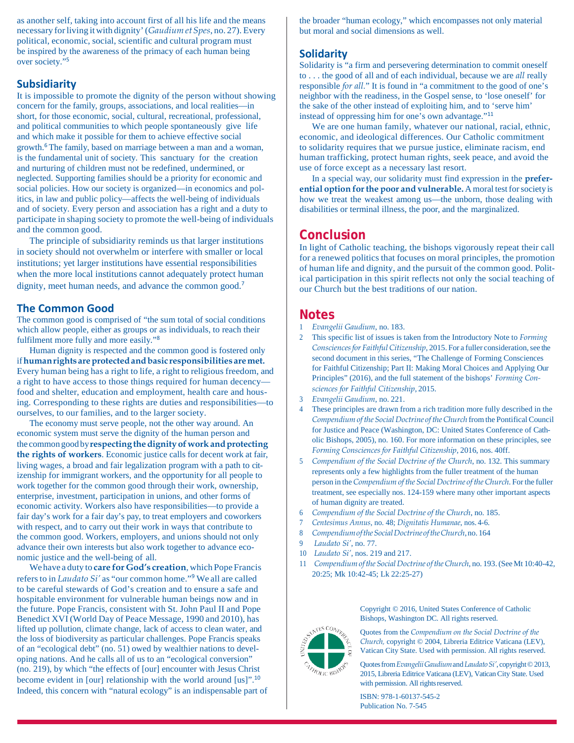as another self, taking into account first of all his life and the means necessary for living it with dignity' (*Gaudium et Spes*, no. 27). Every political, economic, social, scientific and cultural program must be inspired by the awareness of the primacy of each human being over society."[5]

## Subsidiarity

It is impossible to promote the dignity of the person without showing concern for the family, groups, associations, and local realities—in short, for those economic, social, cultural, recreational, professional, and political communities to which people spontaneously give life and which make it possible for them to achieve effective social growth.[6] The family, based on marriage between a man and a woman, is the fundamental unit of society. This sanctuary for the creation and nurturing of children must not be redefined, undermined, or neglected. Supporting families should be a priority for economic and social policies. How our society is organized—in economics and politics, in law and public policy—affects the well-being of individuals and of society. Every person and association has a right and a duty to participate in shaping society to promote the well-being of individuals and the common good.

The principle of subsidiarity reminds us that larger institutions in society should not overwhelm or interfere with smaller or local institutions; yet larger institutions have essential responsibilities when the more local institutions cannot adequately protect human dignity, meet human needs, and advance the common good.[7]

## The Common Good

The common good is comprised of "the sum total of social conditions which allow people, either as groups or as individuals, to reach their fulfilment more fully and more easily."[8]

Human dignity is respected and the common good is fostered only if **human rights are protected and basic responsibilities are met.** Every human being has a right to life, a right to religious freedom, and a right to have access to those things required for human decency—food and shelter, education and employment, health care and housing. Corresponding to these rights are duties and responsibilities—to ourselves, to our families, and to the larger society.

The economy must serve people, not the other way around. An economic system must serve the dignity of the human person and the common good by **respecting the dignity of work and protecting the rights of workers**. Economic justice calls for decent work at fair, living wages, a broad and fair legalization program with a path to citizenship for immigrant workers, and the opportunity for all people to work together for the common good through their work, ownership, enterprise, investment, participation in unions, and other forms of economic activity. Workers also have responsibilities—to provide a fair day's work for a fair day's pay, to treat employers and coworkers with respect, and to carry out their work in ways that contribute to the common good. Workers, employers, and unions should not only advance their own interests but also work together to advance economic justice and the well-being of all.

We have a duty to **care for God's creation**, which Pope Francis refers to in *Laudato Si'* as "our common home."[9] We all are called to be careful stewards of God's creation and to ensure a safe and hospitable environment for vulnerable human beings now and in the future. Pope Francis, consistent with St. John Paul II and Pope Benedict XVI (World Day of Peace Message, 1990 and 2010), has lifted up pollution, climate change, lack of access to clean water, and the loss of biodiversity as particular challenges. Pope Francis speaks of an "ecological debt" (no. 51) owed by wealthier nations to developing nations. And he calls all of us to an "ecological conversion" (no. 219), by which "the effects of [our] encounter with Jesus Christ become evident in [our] relationship with the world around [us]".[10] Indeed, this concern with "natural ecology" is an indispensable part of the broader "human ecology," which encompasses not only material but moral and social dimensions as well.

## Solidarity

Solidarity is "a firm and persevering determination to commit oneself to . . . the good of all and of each individual, because we are *all* really responsible *for all*." It is found in "a commitment to the good of one's neighbor with the readiness, in the Gospel sense, to 'lose oneself' for the sake of the other instead of exploiting him, and to 'serve him' instead of oppressing him for one's own advantage."[11]

We are one human family, whatever our national, racial, ethnic, economic, and ideological differences. Our Catholic commitment to solidarity requires that we pursue justice, eliminate racism, end human trafficking, protect human rights, seek peace, and avoid the use of force except as a necessary last resort.

In a special way, our solidarity must find expression in the **preferential option for the poor and vulnerable.** A moral test for society is how we treat the weakest among us—the unborn, those dealing with disabilities or terminal illness, the poor, and the marginalized.

# Conclusion

In light of Catholic teaching, the bishops vigorously repeat their call for a renewed politics that focuses on moral principles, the promotion of human life and dignity, and the pursuit of the common good. Political participation in this spirit reflects not only the social teaching of our Church but the best traditions of our nation.

# Notes

1. *Evangelii Gaudium*, no. 183.
2. This specific list of issues is taken from the Introductory Note to *Forming Consciences for Faithful Citizenship*, 2015. For a fuller consideration, see the second document in this series, "The Challenge of Forming Consciences for Faithful Citizenship; Part II: Making Moral Choices and Applying Our Principles" (2016), and the full statement of the bishops' *Forming Consciences for Faithful Citizenship*, 2015.
3. *Evangelii Gaudium*, no. 221.
4. These principles are drawn from a rich tradition more fully described in the *Compendium of the Social Doctrine of the Church* from the Pontifical Council for Justice and Peace (Washington, DC: United States Conference of Catholic Bishops, 2005), no. 160. For more information on these principles, see *Forming Consciences for Faithful Citizenship*, 2016, nos. 40ff.
5. *Compendium of the Social Doctrine of the Church*, no. 132. This summary represents only a few highlights from the fuller treatment of the human person in the *Compendium of the Social Doctrine of the Church*. For the fuller treatment, see especially nos. 124-159 where many other important aspects of human dignity are treated.
6. *Compendium of the Social Doctrine of the Church*, no. 185.
7. *Centesimus Annus*, no. 48; *Dignitatis Humanae*, nos. 4-6.
8. *Compendium of the Social Doctrine of the Church*, no. 164
9. *Laudato Si'*, no. 77.
10. *Laudato Si'*, nos. 219 and 217.
11. *Compendium of the Social Doctrine of the Church*, no. 193. (See Mt 10:40-42, 20:25; Mk 10:42-45; Lk 22:25-27)

Copyright © 2016, United States Conference of Catholic Bishops, Washington DC. All rights reserved.

Quotes from the *Compendium on the Social Doctrine of the Church*, copyright © 2004, Libreria Editrice Vaticana (LEV), Vatican City State. Used with permission. All rights reserved.

Quotes from *Evangelii Gaudium* and *Laudato Si'*, copyright © 2013, 2015, Libreria Editrice Vaticana (LEV), Vatican City State. Used with permission. All rights reserved.

ISBN: 978-1-60137-545-2
Publication No. 7-545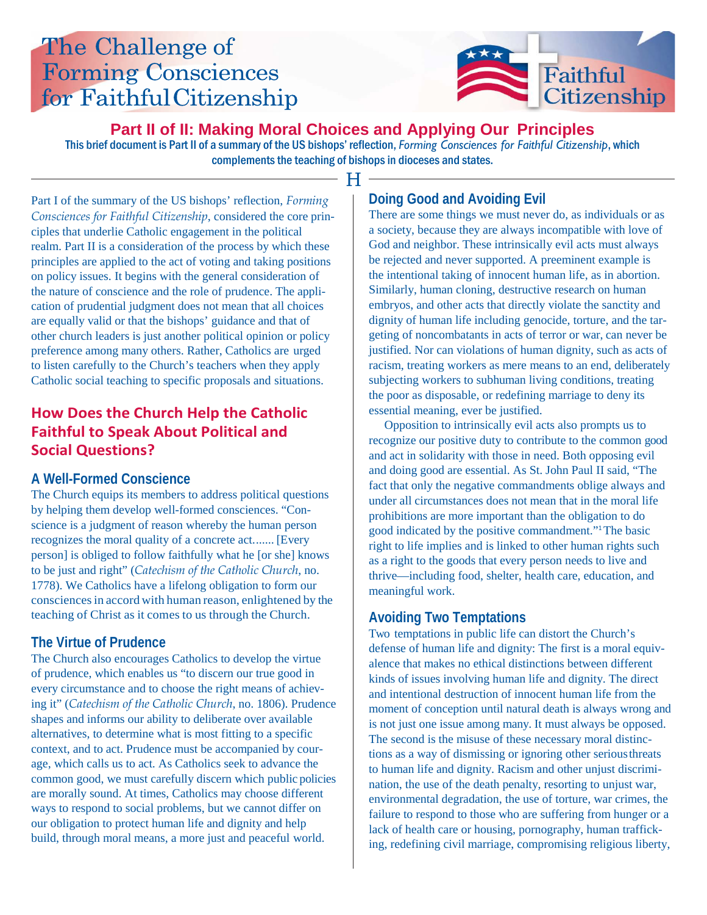# The Challenge of Forming Consciences for Faithful Citizenship

Faithful Citizenship

## Part II of II: Making Moral Choices and Applying Our Principles

This brief document is Part II of a summary of the US bishops' reflection, *Forming Consciences for Faithful Citizenship*, which complements the teaching of bishops in dioceses and states.

Part I of the summary of the US bishops' reflection, *Forming Consciences for Faithful Citizenship*, considered the core principles that underlie Catholic engagement in the political realm. Part II is a consideration of the process by which these principles are applied to the act of voting and taking positions on policy issues. It begins with the general consideration of the nature of conscience and the role of prudence. The application of prudential judgment does not mean that all choices are equally valid or that the bishops' guidance and that of other church leaders is just another political opinion or policy preference among many others. Rather, Catholics are urged to listen carefully to the Church's teachers when they apply Catholic social teaching to specific proposals and situations.

## How Does the Church Help the Catholic Faithful to Speak About Political and Social Questions?

### A Well-Formed Conscience

The Church equips its members to address political questions by helping them develop well-formed consciences. "Conscience is a judgment of reason whereby the human person recognizes the moral quality of a concrete act....... [Every person] is obliged to follow faithfully what he [or she] knows to be just and right" (*Catechism of the Catholic Church*, no. 1778). We Catholics have a lifelong obligation to form our consciences in accord with human reason, enlightened by the teaching of Christ as it comes to us through the Church.

### The Virtue of Prudence

The Church also encourages Catholics to develop the virtue of prudence, which enables us "to discern our true good in every circumstance and to choose the right means of achieving it" (*Catechism of the Catholic Church*, no. 1806). Prudence shapes and informs our ability to deliberate over available alternatives, to determine what is most fitting to a specific context, and to act. Prudence must be accompanied by courage, which calls us to act. As Catholics seek to advance the common good, we must carefully discern which public policies are morally sound. At times, Catholics may choose different ways to respond to social problems, but we cannot differ on our obligation to protect human life and dignity and help build, through moral means, a more just and peaceful world.

### Doing Good and Avoiding Evil

There are some things we must never do, as individuals or as a society, because they are always incompatible with love of God and neighbor. These intrinsically evil acts must always be rejected and never supported. A preeminent example is the intentional taking of innocent human life, as in abortion. Similarly, human cloning, destructive research on human embryos, and other acts that directly violate the sanctity and dignity of human life including genocide, torture, and the targeting of noncombatants in acts of terror or war, can never be justified. Nor can violations of human dignity, such as acts of racism, treating workers as mere means to an end, deliberately subjecting workers to subhuman living conditions, treating the poor as disposable, or redefining marriage to deny its essential meaning, ever be justified.

Opposition to intrinsically evil acts also prompts us to recognize our positive duty to contribute to the common good and act in solidarity with those in need. Both opposing evil and doing good are essential. As St. John Paul II said, "The fact that only the negative commandments oblige always and under all circumstances does not mean that in the moral life prohibitions are more important than the obligation to do good indicated by the positive commandment."[1] The basic right to life implies and is linked to other human rights such as a right to the goods that every person needs to live and thrive—including food, shelter, health care, education, and meaningful work.

### Avoiding Two Temptations

Two temptations in public life can distort the Church's defense of human life and dignity: The first is a moral equivalence that makes no ethical distinctions between different kinds of issues involving human life and dignity. The direct and intentional destruction of innocent human life from the moment of conception until natural death is always wrong and is not just one issue among many. It must always be opposed. The second is the misuse of these necessary moral distinctions as a way of dismissing or ignoring other serious threats to human life and dignity. Racism and other unjust discrimination, the use of the death penalty, resorting to unjust war, environmental degradation, the use of torture, war crimes, the failure to respond to those who are suffering from hunger or a lack of health care or housing, pornography, human trafficking, redefining civil marriage, compromising religious liberty,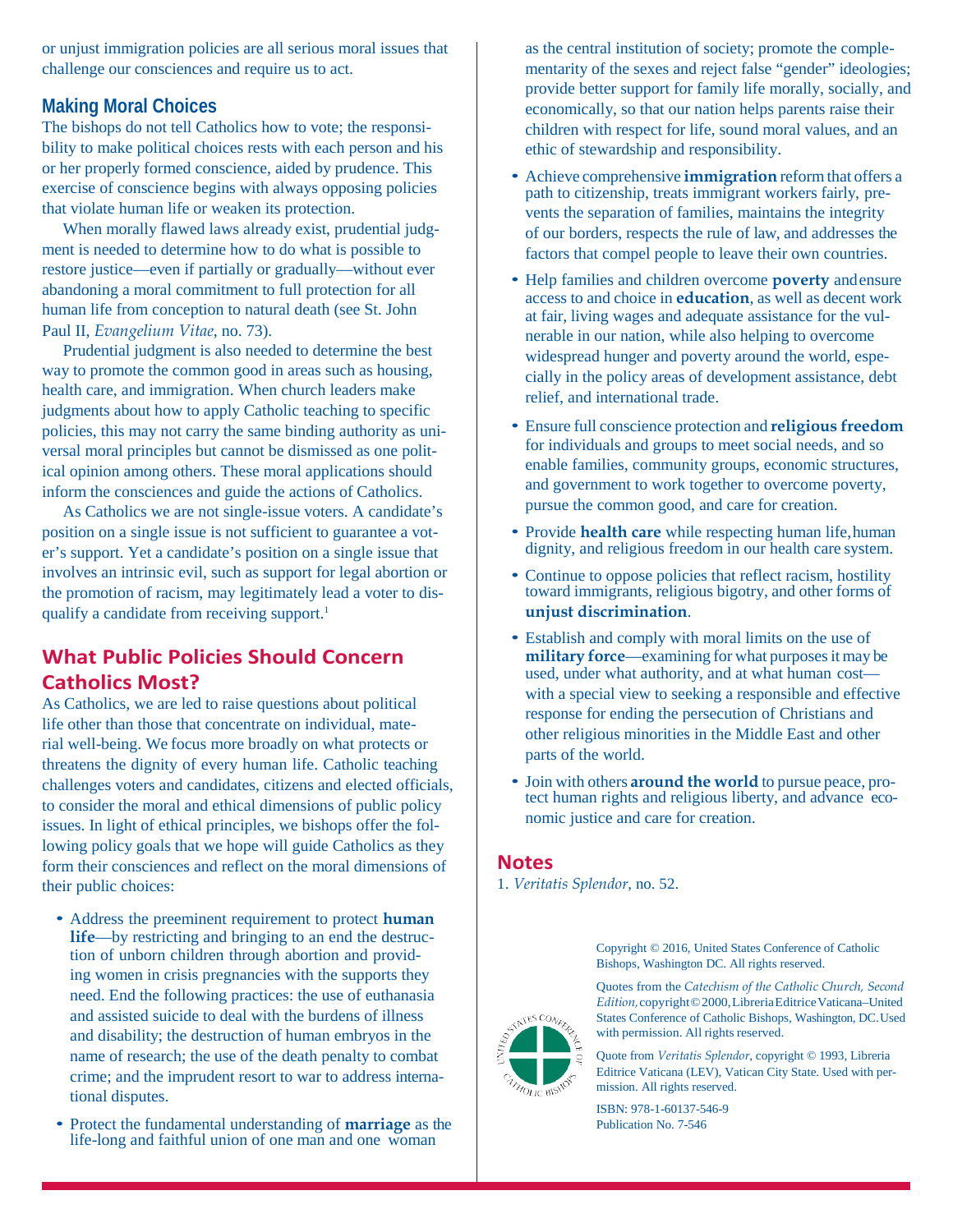or unjust immigration policies are all serious moral issues that challenge our consciences and require us to act.

### Making Moral Choices

The bishops do not tell Catholics how to vote; the responsibility to make political choices rests with each person and his or her properly formed conscience, aided by prudence. This exercise of conscience begins with always opposing policies that violate human life or weaken its protection.

When morally flawed laws already exist, prudential judgment is needed to determine how to do what is possible to restore justice—even if partially or gradually—without ever abandoning a moral commitment to full protection for all human life from conception to natural death (see St. John Paul II, *Evangelium Vitae*, no. 73).

Prudential judgment is also needed to determine the best way to promote the common good in areas such as housing, health care, and immigration. When church leaders make judgments about how to apply Catholic teaching to specific policies, this may not carry the same binding authority as universal moral principles but cannot be dismissed as one political opinion among others. These moral applications should inform the consciences and guide the actions of Catholics.

As Catholics we are not single-issue voters. A candidate's position on a single issue is not sufficient to guarantee a voter's support. Yet a candidate's position on a single issue that involves an intrinsic evil, such as support for legal abortion or the promotion of racism, may legitimately lead a voter to disqualify a candidate from receiving support.[1]

## What Public Policies Should Concern Catholics Most?

As Catholics, we are led to raise questions about political life other than those that concentrate on individual, material well-being. We focus more broadly on what protects or threatens the dignity of every human life. Catholic teaching challenges voters and candidates, citizens and elected officials, to consider the moral and ethical dimensions of public policy issues. In light of ethical principles, we bishops offer the following policy goals that we hope will guide Catholics as they form their consciences and reflect on the moral dimensions of their public choices:

- Address the preeminent requirement to protect **human life**—by restricting and bringing to an end the destruction of unborn children through abortion and providing women in crisis pregnancies with the supports they need. End the following practices: the use of euthanasia and assisted suicide to deal with the burdens of illness and disability; the destruction of human embryos in the name of research; the use of the death penalty to combat crime; and the imprudent resort to war to address international disputes.
- Protect the fundamental understanding of **marriage** as the life-long and faithful union of one man and one woman as the central institution of society; promote the complementarity of the sexes and reject false "gender" ideologies; provide better support for family life morally, socially, and economically, so that our nation helps parents raise their children with respect for life, sound moral values, and an ethic of stewardship and responsibility.
- Achieve comprehensive **immigration** reform that offers a path to citizenship, treats immigrant workers fairly, prevents the separation of families, maintains the integrity of our borders, respects the rule of law, and addresses the factors that compel people to leave their own countries.
- Help families and children overcome **poverty** and ensure access to and choice in **education**, as well as decent work at fair, living wages and adequate assistance for the vulnerable in our nation, while also helping to overcome widespread hunger and poverty around the world, especially in the policy areas of development assistance, debt relief, and international trade.
- Ensure full conscience protection and **religious freedom** for individuals and groups to meet social needs, and so enable families, community groups, economic structures, and government to work together to overcome poverty, pursue the common good, and care for creation.
- Provide **health care** while respecting human life, human dignity, and religious freedom in our health care system.
- Continue to oppose policies that reflect racism, hostility toward immigrants, religious bigotry, and other forms of **unjust discrimination**.
- Establish and comply with moral limits on the use of **military force**—examining for what purposes it may be used, under what authority, and at what human cost—with a special view to seeking a responsible and effective response for ending the persecution of Christians and other religious minorities in the Middle East and other parts of the world.
- Join with others **around the world** to pursue peace, protect human rights and religious liberty, and advance economic justice and care for creation.

## Notes

1. *Veritatis Splendor*, no. 52.

Copyright © 2016, United States Conference of Catholic Bishops, Washington DC. All rights reserved.

Quotes from the *Catechism of the Catholic Church, Second Edition,* copyright © 2000, Libreria Editrice Vaticana–United States Conference of Catholic Bishops, Washington, DC. Used with permission. All rights reserved.

Quote from *Veritatis Splendor*, copyright © 1993, Libreria Editrice Vaticana (LEV), Vatican City State. Used with permission. All rights reserved.

ISBN: 978-1-60137-546-9
Publication No. 7-546